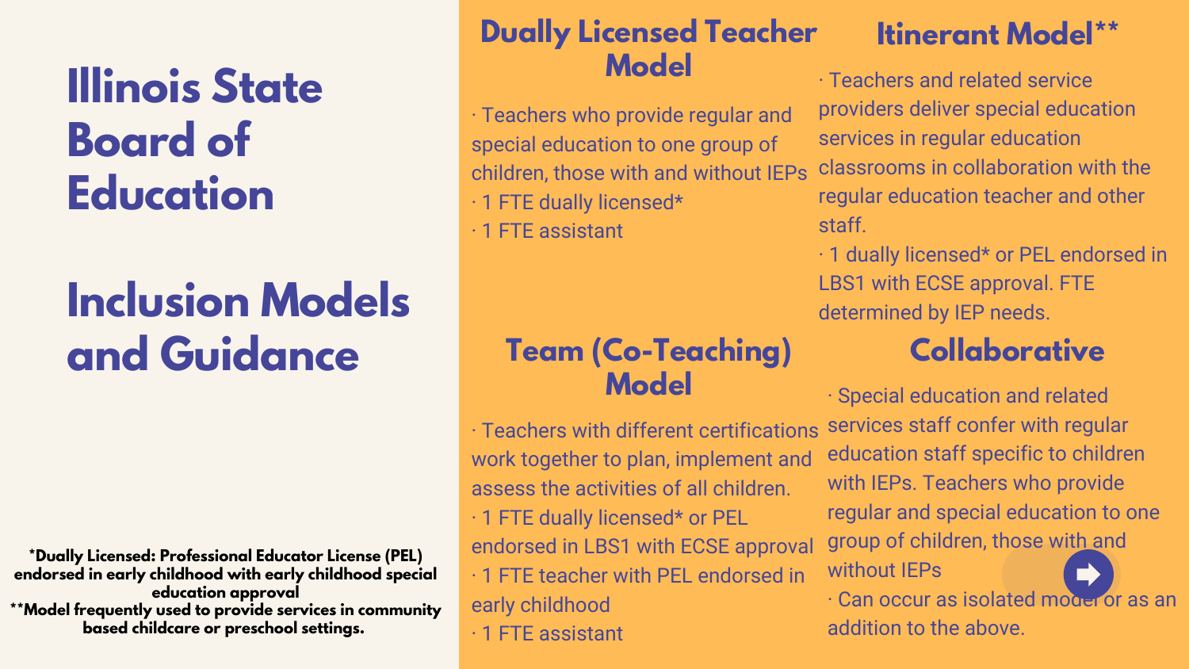# Illinois State Board of Education

# Inclusion Models and Guidance

## Dually Licensed Teacher Model

· Teachers who provide regular and special education to one group of children, those with and without IEPs
· 1 FTE dually licensed*
· 1 FTE assistant

## Itinerant Model**

· Teachers and related service providers deliver special education services in regular education classrooms in collaboration with the regular education teacher and other staff.
· 1 dually licensed* or PEL endorsed in LBS1 with ECSE approval. FTE determined by IEP needs.

## Team (Co-Teaching) Model

· Teachers with different certifications work together to plan, implement and assess the activities of all children.
· 1 FTE dually licensed* or PEL endorsed in LBS1 with ECSE approval
· 1 FTE teacher with PEL endorsed in early childhood
· 1 FTE assistant

## Collaborative

· Special education and related services staff confer with regular education staff specific to children with IEPs. Teachers who provide regular and special education to one group of children, those with and without IEPs
· Can occur as isolated model or as an addition to the above.

**\*Dually Licensed: Professional Educator License (PEL) endorsed in early childhood with early childhood special education approval**
**\*\*Model frequently used to provide services in community based childcare or preschool settings.**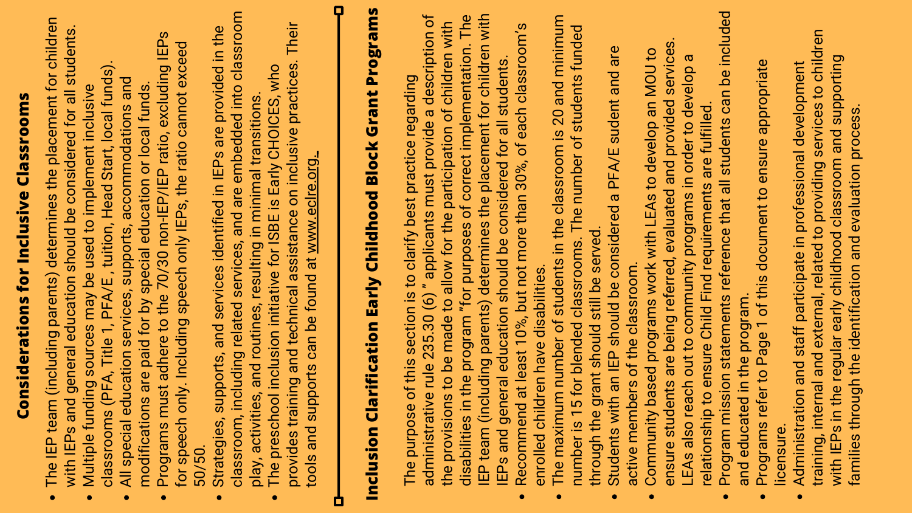## Considerations for Inclusive Classrooms

- The IEP team (including parents) determines the placement for children with IEPs and general education should be considered for all students.
- Multiple funding sources may be used to implement inclusive classrooms (PFA, Title 1, PFA/E, tuition, Head Start, local funds).
- All special education services, supports, accommodations and modifications are paid for by special education or local funds.
- Programs must adhere to the 70/30 non-IEP/IEP ratio, excluding IEPs for speech only. Including speech only IEPs, the ratio cannot exceed 50/50.
- Strategies, supports, and services identified in IEPs are provided in the classroom, including related services, and are embedded into classroom play, activities, and routines, resulting in minimal transitions.
- The preschool inclusion initiative for ISBE is Early CHOICES, who provides training and technical assistance on inclusive practices. Their tools and supports can be found at www.eclre.org.

## Inclusion Clarification Early Childhood Block Grant Programs

The purpose of this section is to clarify best practice regarding administrative rule 235.30 (6) " applicants must provide a description of the provisions to be made to allow for the participation of children with disabilities in the program "for purposes of correct implementation. The IEP team (including parents) determines the placement for children with IEPs and general education should be considered for all students.

- Recommend at least 10%, but not more than 30%, of each classroom's enrolled children have disabilities.
- The maximum number of students in the classroom is 20 and minimum number is 15 for blended classrooms. The number of students funded through the grant should still be served.
- Students with an IEP should be considered a PFA/E sudent and are active members of the classroom.
- Community based programs work with LEAs to develop an MOU to ensure students are being referred, evaluated and provided services. LEAs also reach out to community programs in order to develop a relationship to ensure Child Find requirements are fulfilled.
- Program mission statements reference that all students can be included and educated in the program.
- Programs refer to Page 1 of this document to ensure appropriate licensure.
- Administration and staff participate in professional development training, internal and external, related to providing services to children with IEPs in the regular early childhood classroom and supporting families through the identification and evaluation process.